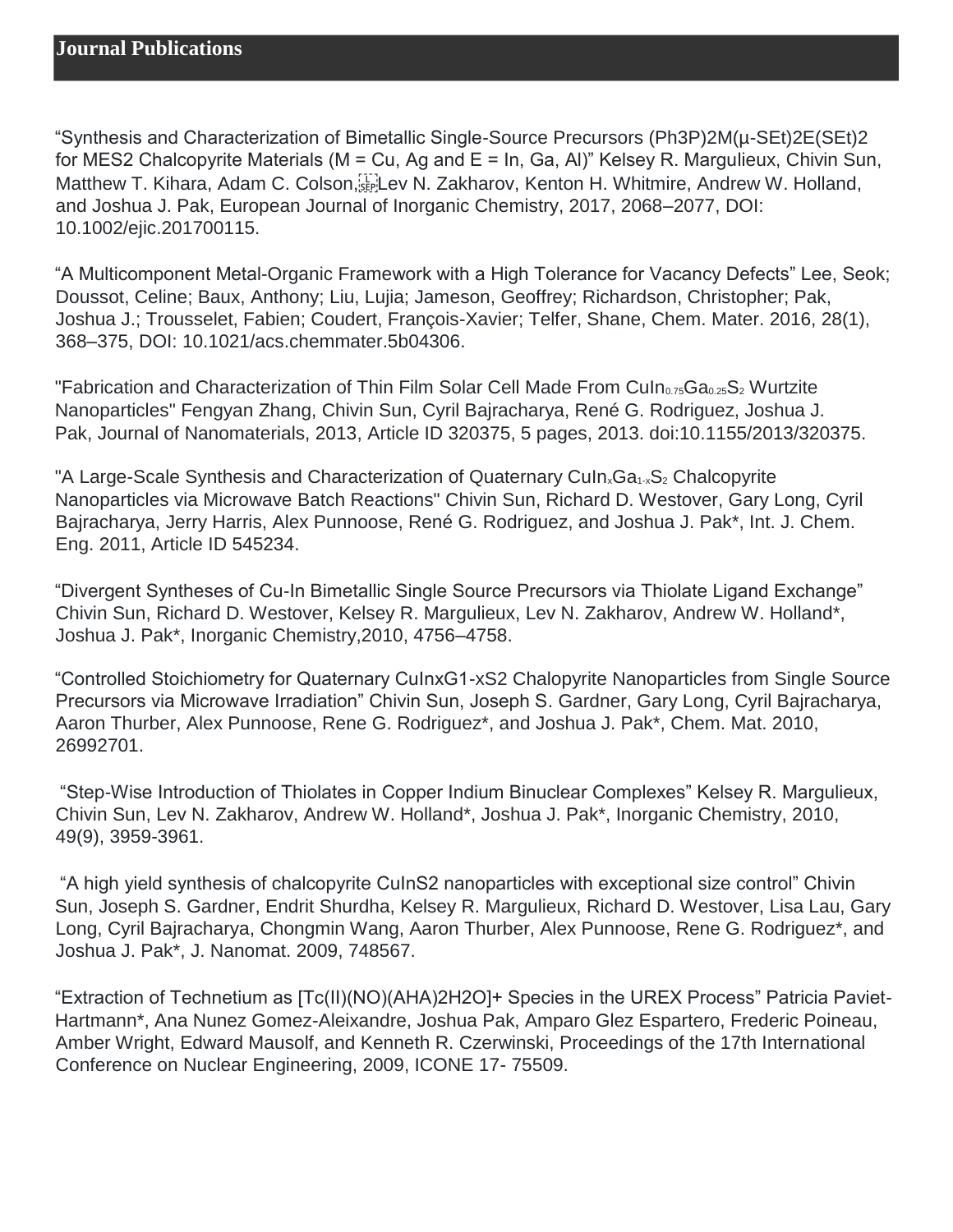## Journal Publications

"Synthesis and Characterization of Bimetallic Single-Source Precursors $(Ph_3P)_2M(\mu\text{-}SEt)_2E(SEt)_2$ for $MES_2$ Chalcopyrite Materials (M = Cu, Ag and E = In, Ga, Al)" Kelsey R. Margulieux, Chivin Sun, Matthew T. Kihara, Adam C. Colson, Lev N. Zakharov, Kenton H. Whitmire, Andrew W. Holland, and Joshua J. Pak, European Journal of Inorganic Chemistry, 2017, 2068–2077, DOI: 10.1002/ejic.201700115.

"A Multicomponent Metal-Organic Framework with a High Tolerance for Vacancy Defects" Lee, Seok; Doussot, Celine; Baux, Anthony; Liu, Lujia; Jameson, Geoffrey; Richardson, Christopher; Pak, Joshua J.; Trousselet, Fabien; Coudert, François-Xavier; Telfer, Shane, Chem. Mater. 2016, 28(1), 368–375, DOI: 10.1021/acs.chemmater.5b04306.

"Fabrication and Characterization of Thin Film Solar Cell Made From $CuIn_{0.75}Ga_{0.25}S_2$ Wurtzite Nanoparticles" Fengyan Zhang, Chivin Sun, Cyril Bajracharya, René G. Rodriguez, Joshua J. Pak, Journal of Nanomaterials, 2013, Article ID 320375, 5 pages, 2013. doi:10.1155/2013/320375.

"A Large-Scale Synthesis and Characterization of Quaternary $CuIn_xGa_{1-x}S_2$ Chalcopyrite Nanoparticles via Microwave Batch Reactions" Chivin Sun, Richard D. Westover, Gary Long, Cyril Bajracharya, Jerry Harris, Alex Punnoose, René G. Rodriguez, and Joshua J. Pak*, Int. J. Chem. Eng. 2011, Article ID 545234.

"Divergent Syntheses of Cu-In Bimetallic Single Source Precursors via Thiolate Ligand Exchange" Chivin Sun, Richard D. Westover, Kelsey R. Margulieux, Lev N. Zakharov, Andrew W. Holland*, Joshua J. Pak*, Inorganic Chemistry,2010, 4756–4758.

"Controlled Stoichiometry for Quaternary $CuIn_xG_{1-x}S_2$ Chalopyrite Nanoparticles from Single Source Precursors via Microwave Irradiation" Chivin Sun, Joseph S. Gardner, Gary Long, Cyril Bajracharya, Aaron Thurber, Alex Punnoose, Rene G. Rodriguez*, and Joshua J. Pak*, Chem. Mat. 2010, 26992701.

"Step-Wise Introduction of Thiolates in Copper Indium Binuclear Complexes" Kelsey R. Margulieux, Chivin Sun, Lev N. Zakharov, Andrew W. Holland*, Joshua J. Pak*, Inorganic Chemistry, 2010, 49(9), 3959-3961.

"A high yield synthesis of chalcopyrite $CuInS_2$ nanoparticles with exceptional size control" Chivin Sun, Joseph S. Gardner, Endrit Shurdha, Kelsey R. Margulieux, Richard D. Westover, Lisa Lau, Gary Long, Cyril Bajracharya, Chongmin Wang, Aaron Thurber, Alex Punnoose, Rene G. Rodriguez*, and Joshua J. Pak*, J. Nanomat. 2009, 748567.

"Extraction of Technetium as $[Tc(II)(NO)(AHA)_2H_2O]^+$ Species in the UREX Process" Patricia Paviet-Hartmann*, Ana Nunez Gomez-Aleixandre, Joshua Pak, Amparo Glez Espartero, Frederic Poineau, Amber Wright, Edward Mausolf, and Kenneth R. Czerwinski, Proceedings of the 17th International Conference on Nuclear Engineering, 2009, ICONE 17- 75509.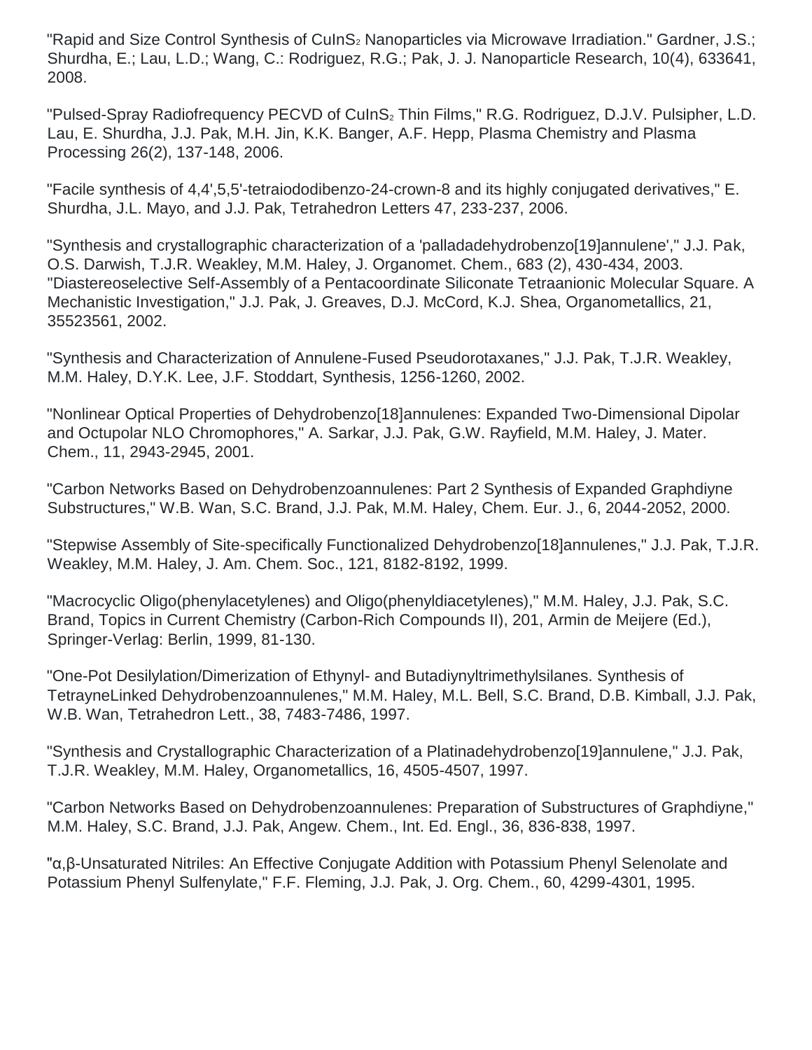"Rapid and Size Control Synthesis of $CuInS_2$ Nanoparticles via Microwave Irradiation." Gardner, J.S.; Shurdha, E.; Lau, L.D.; Wang, C.: Rodriguez, R.G.; Pak, J. J. Nanoparticle Research, 10(4), 633641, 2008.

"Pulsed-Spray Radiofrequency PECVD of $CuInS_2$ Thin Films," R.G. Rodriguez, D.J.V. Pulsipher, L.D. Lau, E. Shurdha, J.J. Pak, M.H. Jin, K.K. Banger, A.F. Hepp, Plasma Chemistry and Plasma Processing 26(2), 137-148, 2006.

"Facile synthesis of 4,4',5,5'-tetraiododibenzo-24-crown-8 and its highly conjugated derivatives," E. Shurdha, J.L. Mayo, and J.J. Pak, Tetrahedron Letters 47, 233-237, 2006.

"Synthesis and crystallographic characterization of a 'palladadehydrobenzo[19]annulene'," J.J. Pak, O.S. Darwish, T.J.R. Weakley, M.M. Haley, J. Organomet. Chem., 683 (2), 430-434, 2003.
"Diastereoselective Self-Assembly of a Pentacoordinate Siliconate Tetraanionic Molecular Square. A Mechanistic Investigation," J.J. Pak, J. Greaves, D.J. McCord, K.J. Shea, Organometallics, 21, 35523561, 2002.

"Synthesis and Characterization of Annulene-Fused Pseudorotaxanes," J.J. Pak, T.J.R. Weakley, M.M. Haley, D.Y.K. Lee, J.F. Stoddart, Synthesis, 1256-1260, 2002.

"Nonlinear Optical Properties of Dehydrobenzo[18]annulenes: Expanded Two-Dimensional Dipolar and Octupolar NLO Chromophores," A. Sarkar, J.J. Pak, G.W. Rayfield, M.M. Haley, J. Mater. Chem., 11, 2943-2945, 2001.

"Carbon Networks Based on Dehydrobenzoannulenes: Part 2 Synthesis of Expanded Graphdiyne Substructures," W.B. Wan, S.C. Brand, J.J. Pak, M.M. Haley, Chem. Eur. J., 6, 2044-2052, 2000.

"Stepwise Assembly of Site-specifically Functionalized Dehydrobenzo[18]annulenes," J.J. Pak, T.J.R. Weakley, M.M. Haley, J. Am. Chem. Soc., 121, 8182-8192, 1999.

"Macrocyclic Oligo(phenylacetylenes) and Oligo(phenyldiacetylenes)," M.M. Haley, J.J. Pak, S.C. Brand, Topics in Current Chemistry (Carbon-Rich Compounds II), 201, Armin de Meijere (Ed.), Springer-Verlag: Berlin, 1999, 81-130.

"One-Pot Desilylation/Dimerization of Ethynyl- and Butadiynyltrimethylsilanes. Synthesis of TetrayneLinked Dehydrobenzoannulenes," M.M. Haley, M.L. Bell, S.C. Brand, D.B. Kimball, J.J. Pak, W.B. Wan, Tetrahedron Lett., 38, 7483-7486, 1997.

"Synthesis and Crystallographic Characterization of a Platinadehydrobenzo[19]annulene," J.J. Pak, T.J.R. Weakley, M.M. Haley, Organometallics, 16, 4505-4507, 1997.

"Carbon Networks Based on Dehydrobenzoannulenes: Preparation of Substructures of Graphdiyne," M.M. Haley, S.C. Brand, J.J. Pak, Angew. Chem., Int. Ed. Engl., 36, 836-838, 1997.

"$\alpha,\beta$-Unsaturated Nitriles: An Effective Conjugate Addition with Potassium Phenyl Selenolate and Potassium Phenyl Sulfenylate," F.F. Fleming, J.J. Pak, J. Org. Chem., 60, 4299-4301, 1995.